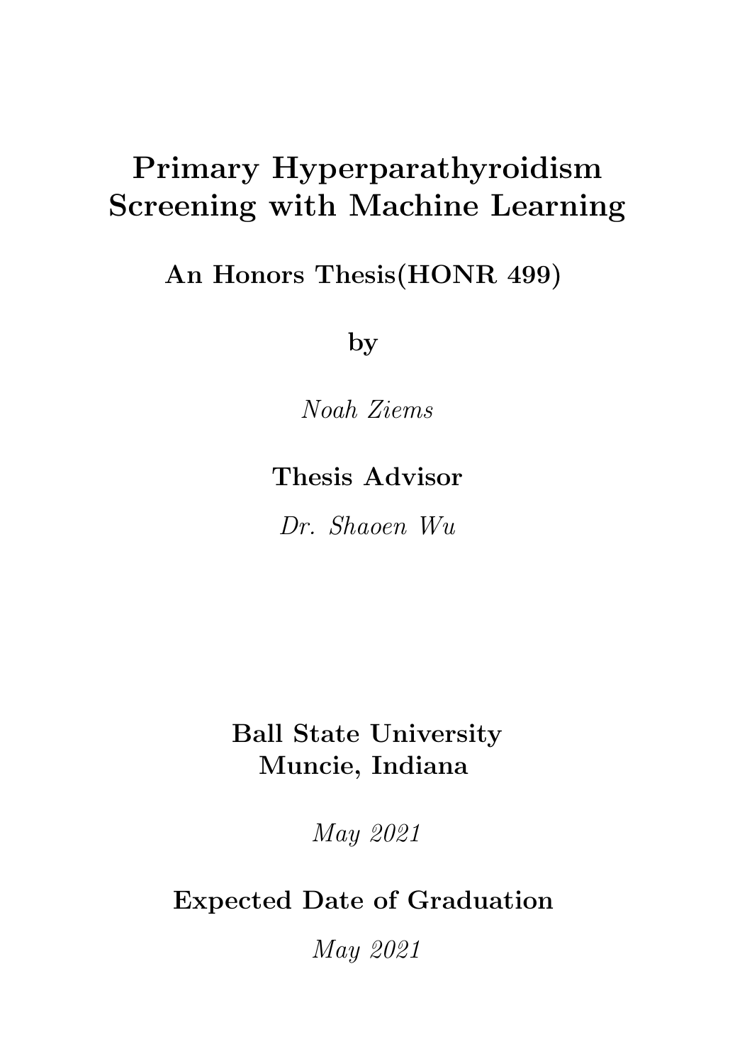# Primary Hyperparathyroidism Screening with Machine Learning

**An Honors Thesis(HONR 499)**

**by**

*Noah Ziems*

**Thesis Advisor**

*Dr. Shaoen Wu*

**Ball State University**
**Muncie, Indiana**

*May 2021*

**Expected Date of Graduation**

*May 2021*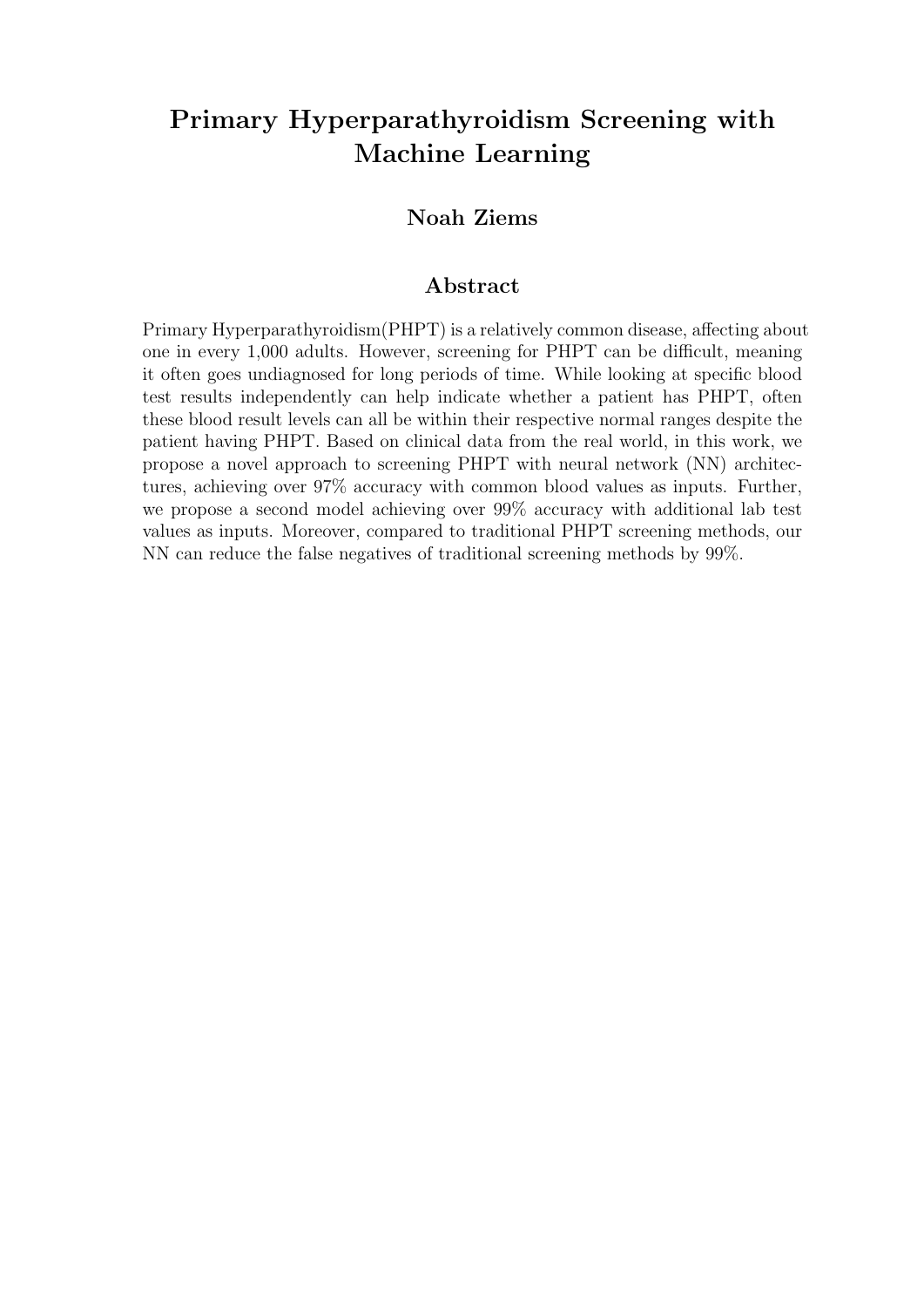# Primary Hyperparathyroidism Screening with Machine Learning

**Noah Ziems**

## Abstract

Primary Hyperparathyroidism(PHPT) is a relatively common disease, affecting about one in every 1,000 adults. However, screening for PHPT can be difficult, meaning it often goes undiagnosed for long periods of time. While looking at specific blood test results independently can help indicate whether a patient has PHPT, often these blood result levels can all be within their respective normal ranges despite the patient having PHPT. Based on clinical data from the real world, in this work, we propose a novel approach to screening PHPT with neural network (NN) architectures, achieving over 97% accuracy with common blood values as inputs. Further, we propose a second model achieving over 99% accuracy with additional lab test values as inputs. Moreover, compared to traditional PHPT screening methods, our NN can reduce the false negatives of traditional screening methods by 99%.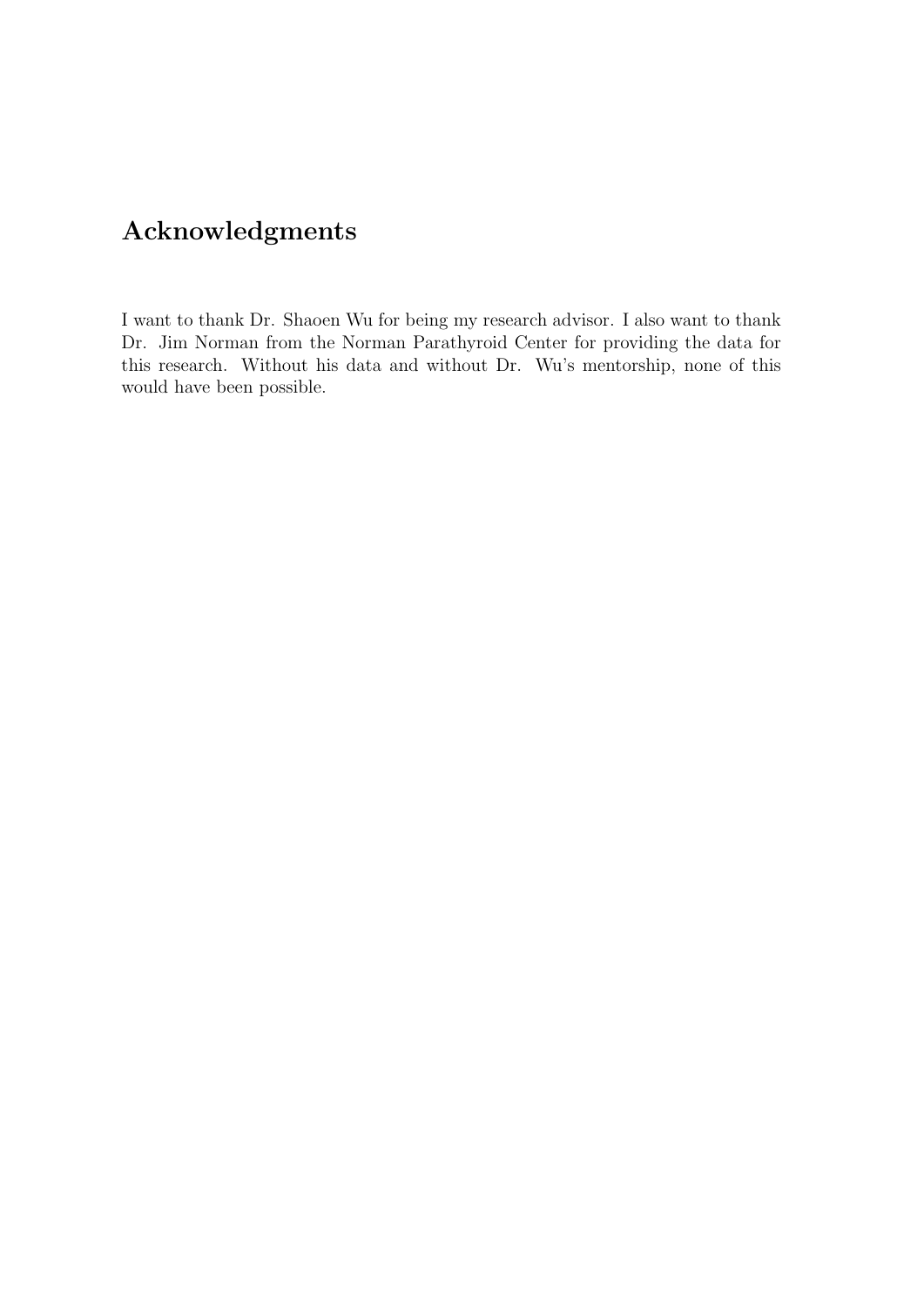## Acknowledgments

I want to thank Dr. Shaoen Wu for being my research advisor. I also want to thank Dr. Jim Norman from the Norman Parathyroid Center for providing the data for this research. Without his data and without Dr. Wu's mentorship, none of this would have been possible.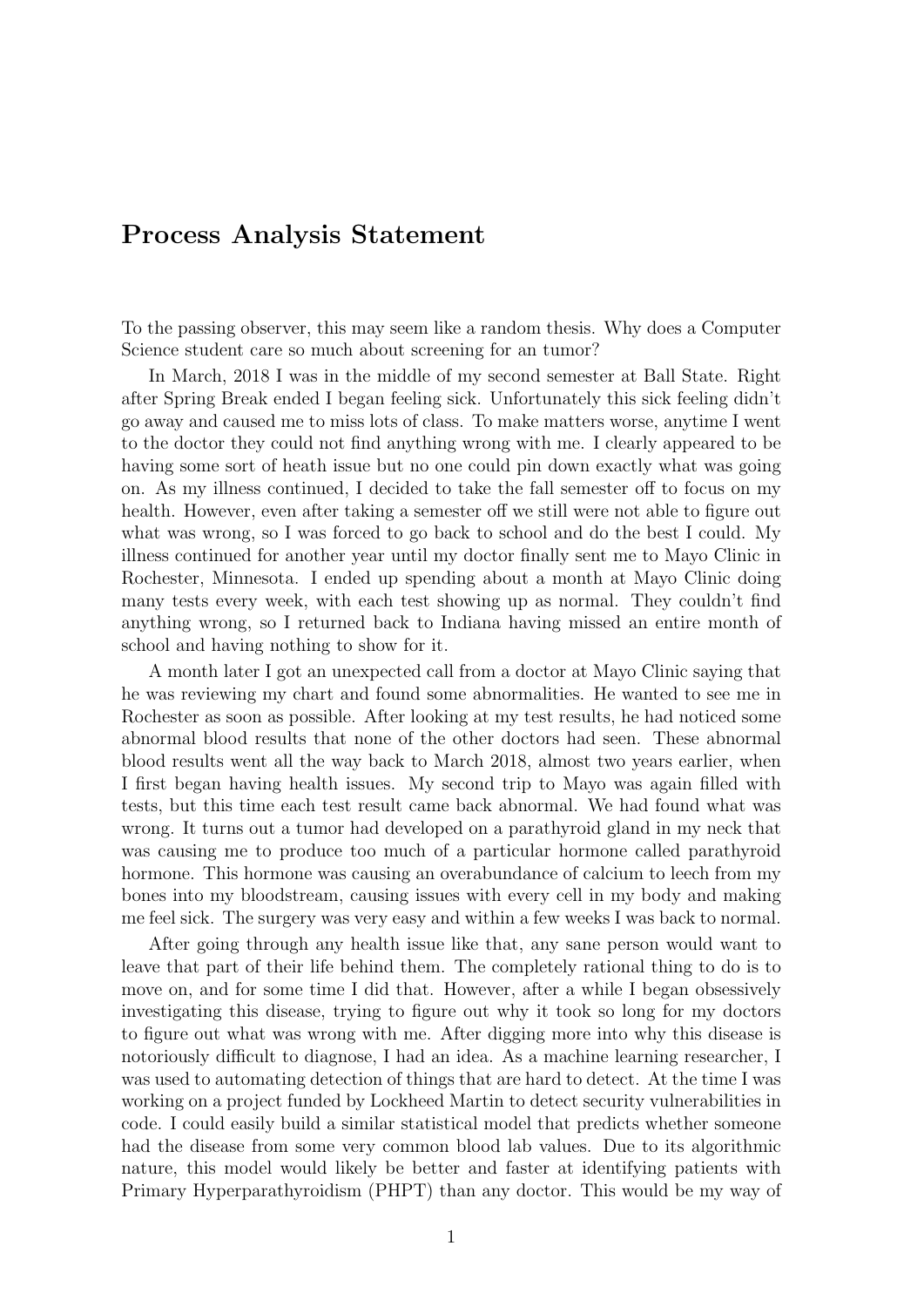## Process Analysis Statement

To the passing observer, this may seem like a random thesis. Why does a Computer Science student care so much about screening for an tumor?

In March, 2018 I was in the middle of my second semester at Ball State. Right after Spring Break ended I began feeling sick. Unfortunately this sick feeling didn't go away and caused me to miss lots of class. To make matters worse, anytime I went to the doctor they could not find anything wrong with me. I clearly appeared to be having some sort of heath issue but no one could pin down exactly what was going on. As my illness continued, I decided to take the fall semester off to focus on my health. However, even after taking a semester off we still were not able to figure out what was wrong, so I was forced to go back to school and do the best I could. My illness continued for another year until my doctor finally sent me to Mayo Clinic in Rochester, Minnesota. I ended up spending about a month at Mayo Clinic doing many tests every week, with each test showing up as normal. They couldn't find anything wrong, so I returned back to Indiana having missed an entire month of school and having nothing to show for it.

A month later I got an unexpected call from a doctor at Mayo Clinic saying that he was reviewing my chart and found some abnormalities. He wanted to see me in Rochester as soon as possible. After looking at my test results, he had noticed some abnormal blood results that none of the other doctors had seen. These abnormal blood results went all the way back to March 2018, almost two years earlier, when I first began having health issues. My second trip to Mayo was again filled with tests, but this time each test result came back abnormal. We had found what was wrong. It turns out a tumor had developed on a parathyroid gland in my neck that was causing me to produce too much of a particular hormone called parathyroid hormone. This hormone was causing an overabundance of calcium to leech from my bones into my bloodstream, causing issues with every cell in my body and making me feel sick. The surgery was very easy and within a few weeks I was back to normal.

After going through any health issue like that, any sane person would want to leave that part of their life behind them. The completely rational thing to do is to move on, and for some time I did that. However, after a while I began obsessively investigating this disease, trying to figure out why it took so long for my doctors to figure out what was wrong with me. After digging more into why this disease is notoriously difficult to diagnose, I had an idea. As a machine learning researcher, I was used to automating detection of things that are hard to detect. At the time I was working on a project funded by Lockheed Martin to detect security vulnerabilities in code. I could easily build a similar statistical model that predicts whether someone had the disease from some very common blood lab values. Due to its algorithmic nature, this model would likely be better and faster at identifying patients with Primary Hyperparathyroidism (PHPT) than any doctor. This would be my way of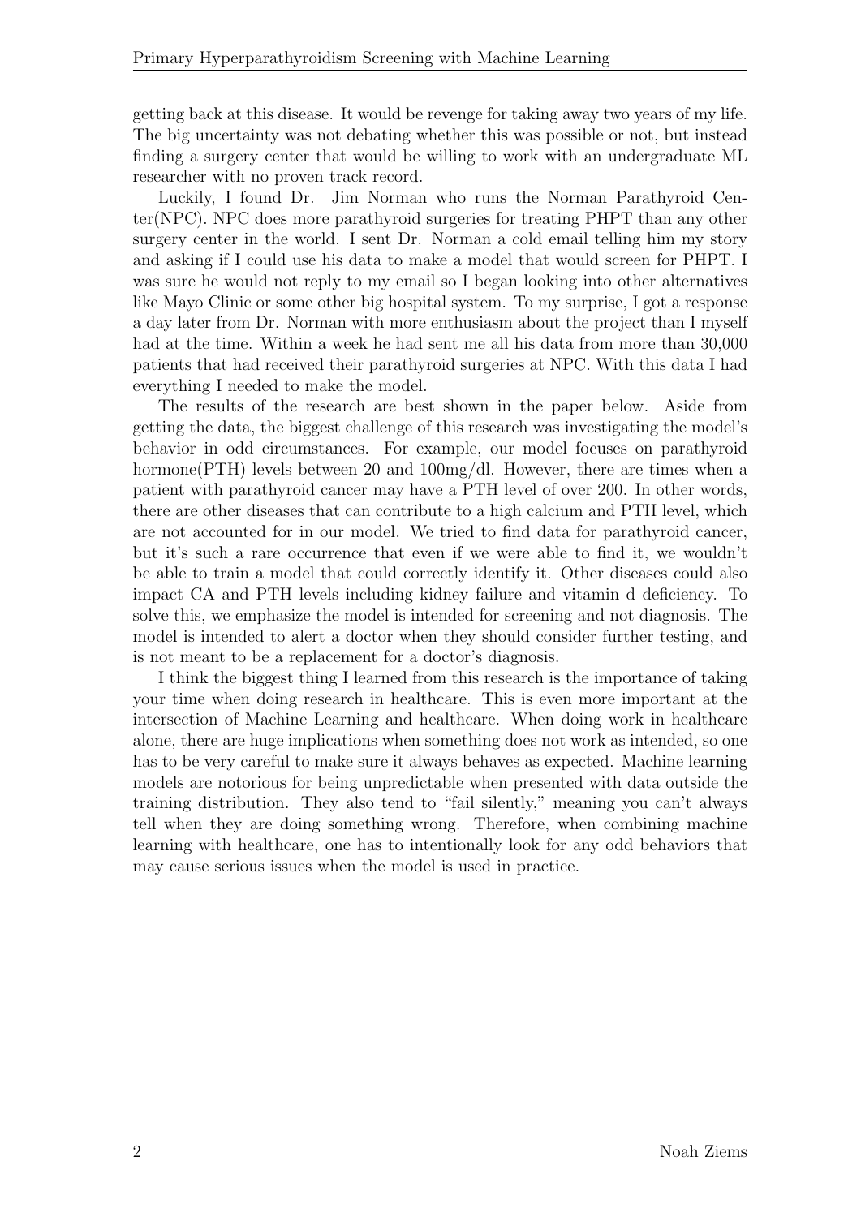getting back at this disease. It would be revenge for taking away two years of my life. The big uncertainty was not debating whether this was possible or not, but instead finding a surgery center that would be willing to work with an undergraduate ML researcher with no proven track record.

Luckily, I found Dr. Jim Norman who runs the Norman Parathyroid Center(NPC). NPC does more parathyroid surgeries for treating PHPT than any other surgery center in the world. I sent Dr. Norman a cold email telling him my story and asking if I could use his data to make a model that would screen for PHPT. I was sure he would not reply to my email so I began looking into other alternatives like Mayo Clinic or some other big hospital system. To my surprise, I got a response a day later from Dr. Norman with more enthusiasm about the project than I myself had at the time. Within a week he had sent me all his data from more than 30,000 patients that had received their parathyroid surgeries at NPC. With this data I had everything I needed to make the model.

The results of the research are best shown in the paper below. Aside from getting the data, the biggest challenge of this research was investigating the model's behavior in odd circumstances. For example, our model focuses on parathyroid hormone(PTH) levels between 20 and 100mg/dl. However, there are times when a patient with parathyroid cancer may have a PTH level of over 200. In other words, there are other diseases that can contribute to a high calcium and PTH level, which are not accounted for in our model. We tried to find data for parathyroid cancer, but it's such a rare occurrence that even if we were able to find it, we wouldn't be able to train a model that could correctly identify it. Other diseases could also impact CA and PTH levels including kidney failure and vitamin d deficiency. To solve this, we emphasize the model is intended for screening and not diagnosis. The model is intended to alert a doctor when they should consider further testing, and is not meant to be a replacement for a doctor's diagnosis.

I think the biggest thing I learned from this research is the importance of taking your time when doing research in healthcare. This is even more important at the intersection of Machine Learning and healthcare. When doing work in healthcare alone, there are huge implications when something does not work as intended, so one has to be very careful to make sure it always behaves as expected. Machine learning models are notorious for being unpredictable when presented with data outside the training distribution. They also tend to "fail silently," meaning you can't always tell when they are doing something wrong. Therefore, when combining machine learning with healthcare, one has to intentionally look for any odd behaviors that may cause serious issues when the model is used in practice.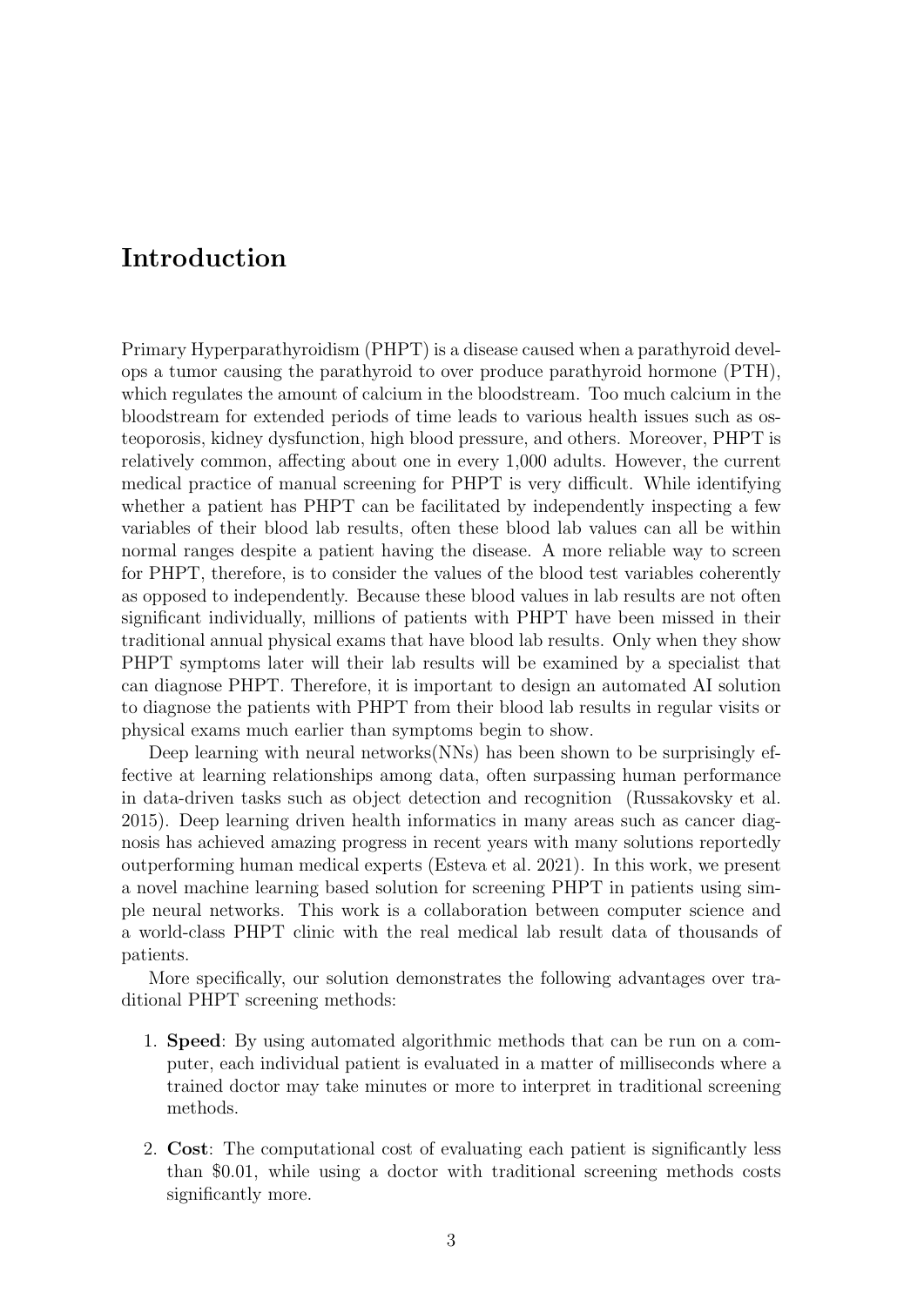# Introduction

Primary Hyperparathyroidism (PHPT) is a disease caused when a parathyroid develops a tumor causing the parathyroid to over produce parathyroid hormone (PTH), which regulates the amount of calcium in the bloodstream. Too much calcium in the bloodstream for extended periods of time leads to various health issues such as osteoporosis, kidney dysfunction, high blood pressure, and others. Moreover, PHPT is relatively common, affecting about one in every 1,000 adults. However, the current medical practice of manual screening for PHPT is very difficult. While identifying whether a patient has PHPT can be facilitated by independently inspecting a few variables of their blood lab results, often these blood lab values can all be within normal ranges despite a patient having the disease. A more reliable way to screen for PHPT, therefore, is to consider the values of the blood test variables coherently as opposed to independently. Because these blood values in lab results are not often significant individually, millions of patients with PHPT have been missed in their traditional annual physical exams that have blood lab results. Only when they show PHPT symptoms later will their lab results will be examined by a specialist that can diagnose PHPT. Therefore, it is important to design an automated AI solution to diagnose the patients with PHPT from their blood lab results in regular visits or physical exams much earlier than symptoms begin to show.

Deep learning with neural networks(NNs) has been shown to be surprisingly effective at learning relationships among data, often surpassing human performance in data-driven tasks such as object detection and recognition (Russakovsky et al. 2015). Deep learning driven health informatics in many areas such as cancer diagnosis has achieved amazing progress in recent years with many solutions reportedly outperforming human medical experts (Esteva et al. 2021). In this work, we present a novel machine learning based solution for screening PHPT in patients using simple neural networks. This work is a collaboration between computer science and a world-class PHPT clinic with the real medical lab result data of thousands of patients.

More specifically, our solution demonstrates the following advantages over traditional PHPT screening methods:

1. **Speed**: By using automated algorithmic methods that can be run on a computer, each individual patient is evaluated in a matter of milliseconds where a trained doctor may take minutes or more to interpret in traditional screening methods.

2. **Cost**: The computational cost of evaluating each patient is significantly less than \$0.01, while using a doctor with traditional screening methods costs significantly more.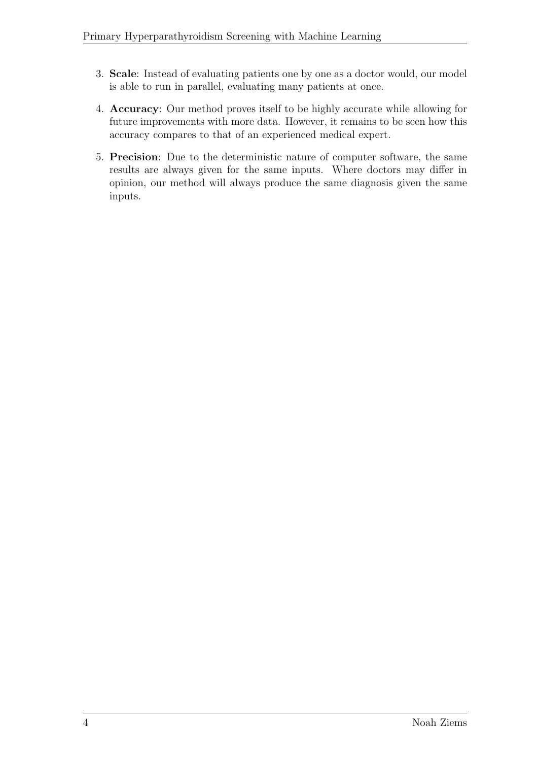3. **Scale**: Instead of evaluating patients one by one as a doctor would, our model is able to run in parallel, evaluating many patients at once.
4. **Accuracy**: Our method proves itself to be highly accurate while allowing for future improvements with more data. However, it remains to be seen how this accuracy compares to that of an experienced medical expert.
5. **Precision**: Due to the deterministic nature of computer software, the same results are always given for the same inputs. Where doctors may differ in opinion, our method will always produce the same diagnosis given the same inputs.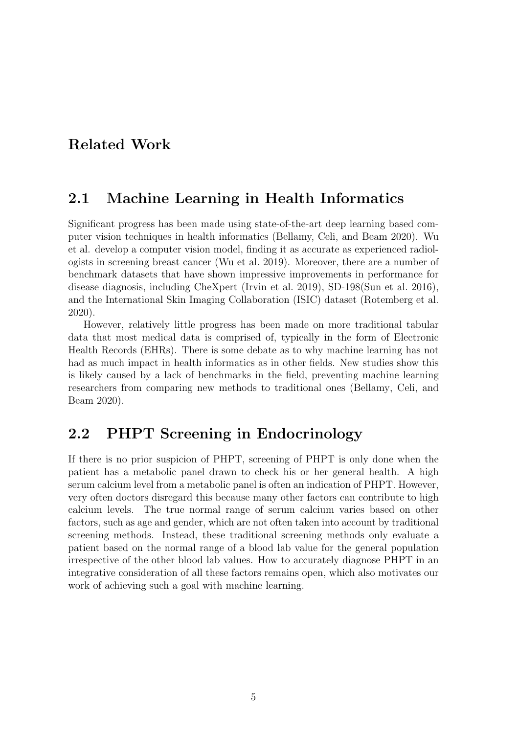# Related Work

## 2.1 Machine Learning in Health Informatics

Significant progress has been made using state-of-the-art deep learning based computer vision techniques in health informatics (Bellamy, Celi, and Beam 2020). Wu et al. develop a computer vision model, finding it as accurate as experienced radiologists in screening breast cancer (Wu et al. 2019). Moreover, there are a number of benchmark datasets that have shown impressive improvements in performance for disease diagnosis, including CheXpert (Irvin et al. 2019), SD-198(Sun et al. 2016), and the International Skin Imaging Collaboration (ISIC) dataset (Rotemberg et al. 2020).

However, relatively little progress has been made on more traditional tabular data that most medical data is comprised of, typically in the form of Electronic Health Records (EHRs). There is some debate as to why machine learning has not had as much impact in health informatics as in other fields. New studies show this is likely caused by a lack of benchmarks in the field, preventing machine learning researchers from comparing new methods to traditional ones (Bellamy, Celi, and Beam 2020).

## 2.2 PHPT Screening in Endocrinology

If there is no prior suspicion of PHPT, screening of PHPT is only done when the patient has a metabolic panel drawn to check his or her general health. A high serum calcium level from a metabolic panel is often an indication of PHPT. However, very often doctors disregard this because many other factors can contribute to high calcium levels. The true normal range of serum calcium varies based on other factors, such as age and gender, which are not often taken into account by traditional screening methods. Instead, these traditional screening methods only evaluate a patient based on the normal range of a blood lab value for the general population irrespective of the other blood lab values. How to accurately diagnose PHPT in an integrative consideration of all these factors remains open, which also motivates our work of achieving such a goal with machine learning.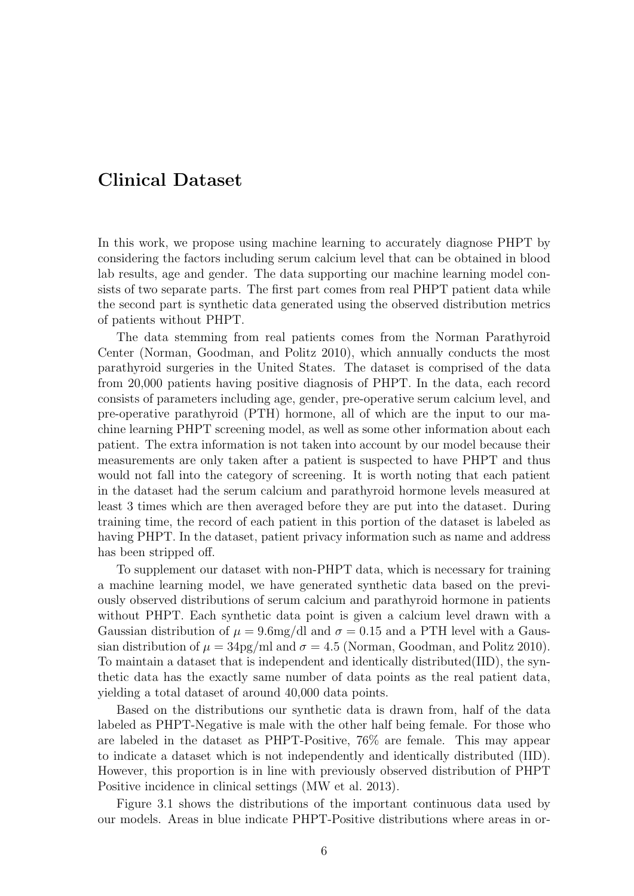# Clinical Dataset

In this work, we propose using machine learning to accurately diagnose PHPT by considering the factors including serum calcium level that can be obtained in blood lab results, age and gender. The data supporting our machine learning model consists of two separate parts. The first part comes from real PHPT patient data while the second part is synthetic data generated using the observed distribution metrics of patients without PHPT.

The data stemming from real patients comes from the Norman Parathyroid Center (Norman, Goodman, and Politz 2010), which annually conducts the most parathyroid surgeries in the United States. The dataset is comprised of the data from 20,000 patients having positive diagnosis of PHPT. In the data, each record consists of parameters including age, gender, pre-operative serum calcium level, and pre-operative parathyroid (PTH) hormone, all of which are the input to our machine learning PHPT screening model, as well as some other information about each patient. The extra information is not taken into account by our model because their measurements are only taken after a patient is suspected to have PHPT and thus would not fall into the category of screening. It is worth noting that each patient in the dataset had the serum calcium and parathyroid hormone levels measured at least 3 times which are then averaged before they are put into the dataset. During training time, the record of each patient in this portion of the dataset is labeled as having PHPT. In the dataset, patient privacy information such as name and address has been stripped off.

To supplement our dataset with non-PHPT data, which is necessary for training a machine learning model, we have generated synthetic data based on the previously observed distributions of serum calcium and parathyroid hormone in patients without PHPT. Each synthetic data point is given a calcium level drawn with a Gaussian distribution of $\mu = 9.6$mg/dl and $\sigma = 0.15$ and a PTH level with a Gaussian distribution of $\mu = 34$pg/ml and $\sigma = 4.5$ (Norman, Goodman, and Politz 2010). To maintain a dataset that is independent and identically distributed(IID), the synthetic data has the exactly same number of data points as the real patient data, yielding a total dataset of around 40,000 data points.

Based on the distributions our synthetic data is drawn from, half of the data labeled as PHPT-Negative is male with the other half being female. For those who are labeled in the dataset as PHPT-Positive, 76% are female. This may appear to indicate a dataset which is not independently and identically distributed (IID). However, this proportion is in line with previously observed distribution of PHPT Positive incidence in clinical settings (MW et al. 2013).

Figure 3.1 shows the distributions of the important continuous data used by our models. Areas in blue indicate PHPT-Positive distributions where areas in or-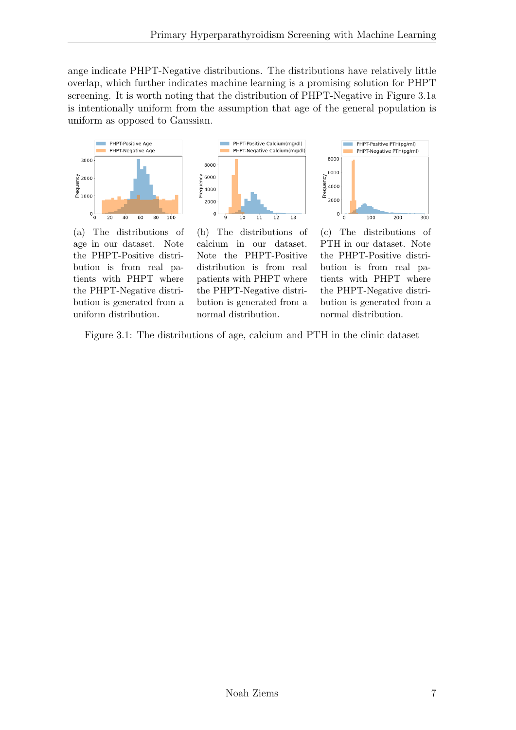ange indicate PHPT-Negative distributions. The distributions have relatively little overlap, which further indicates machine learning is a promising solution for PHPT screening. It is worth noting that the distribution of PHPT-Negative in Figure 3.1a is intentionally uniform from the assumption that age of the general population is uniform as opposed to Gaussian.

(a) The distributions of age in our dataset. Note the PHPT-Positive distribution is from real patients with PHPT where the PHPT-Negative distribution is generated from a uniform distribution.

(b) The distributions of calcium in our dataset. Note the PHPT-Positive distribution is from real patients with PHPT where the PHPT-Negative distribution is generated from a normal distribution.

(c) The distributions of PTH in our dataset. Note the PHPT-Positive distribution is from real patients with PHPT where the PHPT-Negative distribution is generated from a normal distribution.

Figure 3.1: The distributions of age, calcium and PTH in the clinic dataset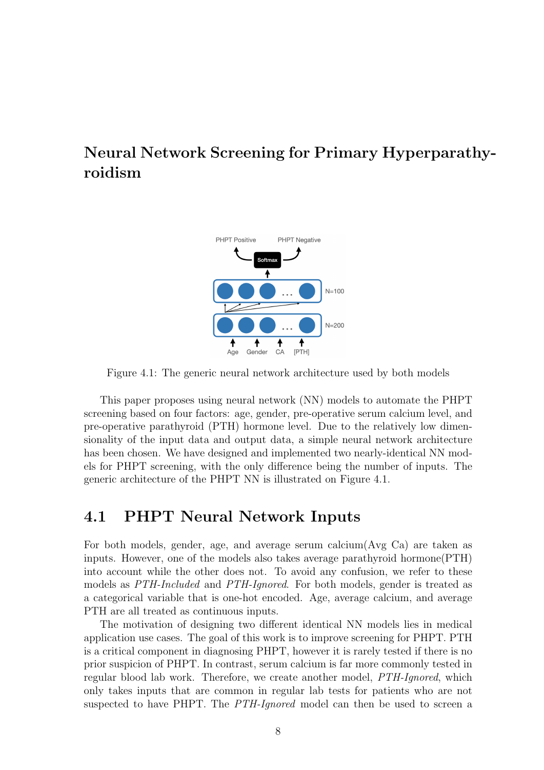# Neural Network Screening for Primary Hyperparathyroidism

Figure 4.1: The generic neural network architecture used by both models

This paper proposes using neural network (NN) models to automate the PHPT screening based on four factors: age, gender, pre-operative serum calcium level, and pre-operative parathyroid (PTH) hormone level. Due to the relatively low dimensionality of the input data and output data, a simple neural network architecture has been chosen. We have designed and implemented two nearly-identical NN models for PHPT screening, with the only difference being the number of inputs. The generic architecture of the PHPT NN is illustrated on Figure 4.1.

## 4.1 PHPT Neural Network Inputs

For both models, gender, age, and average serum calcium(Avg Ca) are taken as inputs. However, one of the models also takes average parathyroid hormone(PTH) into account while the other does not. To avoid any confusion, we refer to these models as *PTH-Included* and *PTH-Ignored*. For both models, gender is treated as a categorical variable that is one-hot encoded. Age, average calcium, and average PTH are all treated as continuous inputs.

The motivation of designing two different identical NN models lies in medical application use cases. The goal of this work is to improve screening for PHPT. PTH is a critical component in diagnosing PHPT, however it is rarely tested if there is no prior suspicion of PHPT. In contrast, serum calcium is far more commonly tested in regular blood lab work. Therefore, we create another model, *PTH-Ignored*, which only takes inputs that are common in regular lab tests for patients who are not suspected to have PHPT. The *PTH-Ignored* model can then be used to screen a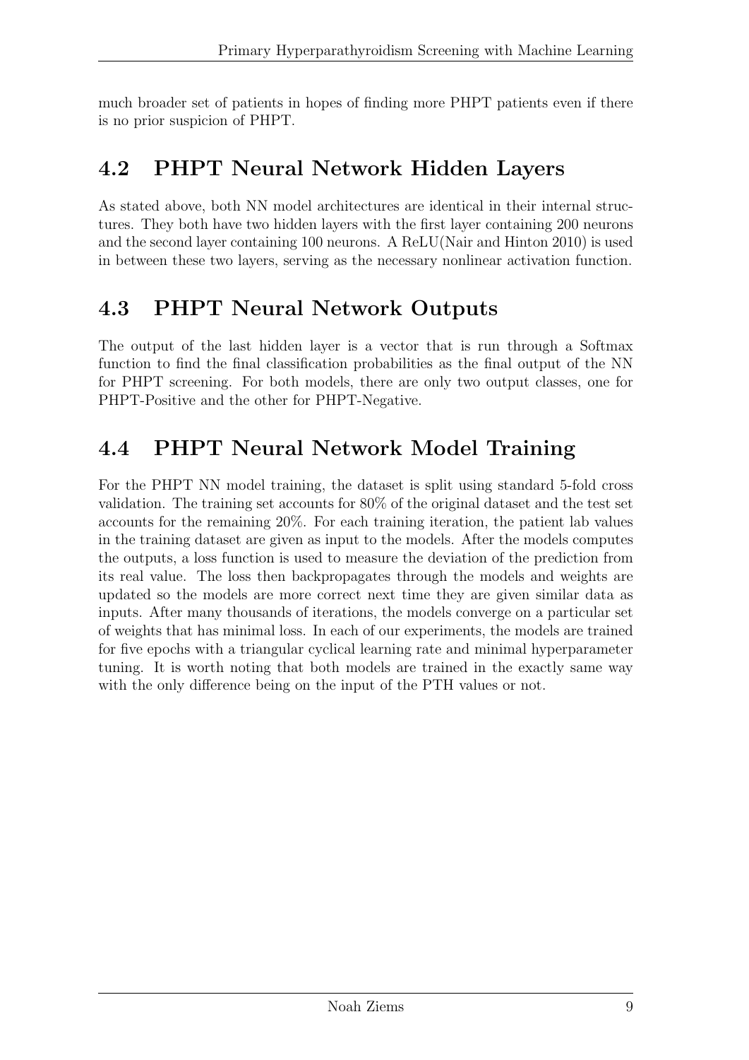much broader set of patients in hopes of finding more PHPT patients even if there is no prior suspicion of PHPT.

## 4.2 PHPT Neural Network Hidden Layers

As stated above, both NN model architectures are identical in their internal structures. They both have two hidden layers with the first layer containing 200 neurons and the second layer containing 100 neurons. A ReLU(Nair and Hinton 2010) is used in between these two layers, serving as the necessary nonlinear activation function.

## 4.3 PHPT Neural Network Outputs

The output of the last hidden layer is a vector that is run through a Softmax function to find the final classification probabilities as the final output of the NN for PHPT screening. For both models, there are only two output classes, one for PHPT-Positive and the other for PHPT-Negative.

## 4.4 PHPT Neural Network Model Training

For the PHPT NN model training, the dataset is split using standard 5-fold cross validation. The training set accounts for 80% of the original dataset and the test set accounts for the remaining 20%. For each training iteration, the patient lab values in the training dataset are given as input to the models. After the models computes the outputs, a loss function is used to measure the deviation of the prediction from its real value. The loss then backpropagates through the models and weights are updated so the models are more correct next time they are given similar data as inputs. After many thousands of iterations, the models converge on a particular set of weights that has minimal loss. In each of our experiments, the models are trained for five epochs with a triangular cyclical learning rate and minimal hyperparameter tuning. It is worth noting that both models are trained in the exactly same way with the only difference being on the input of the PTH values or not.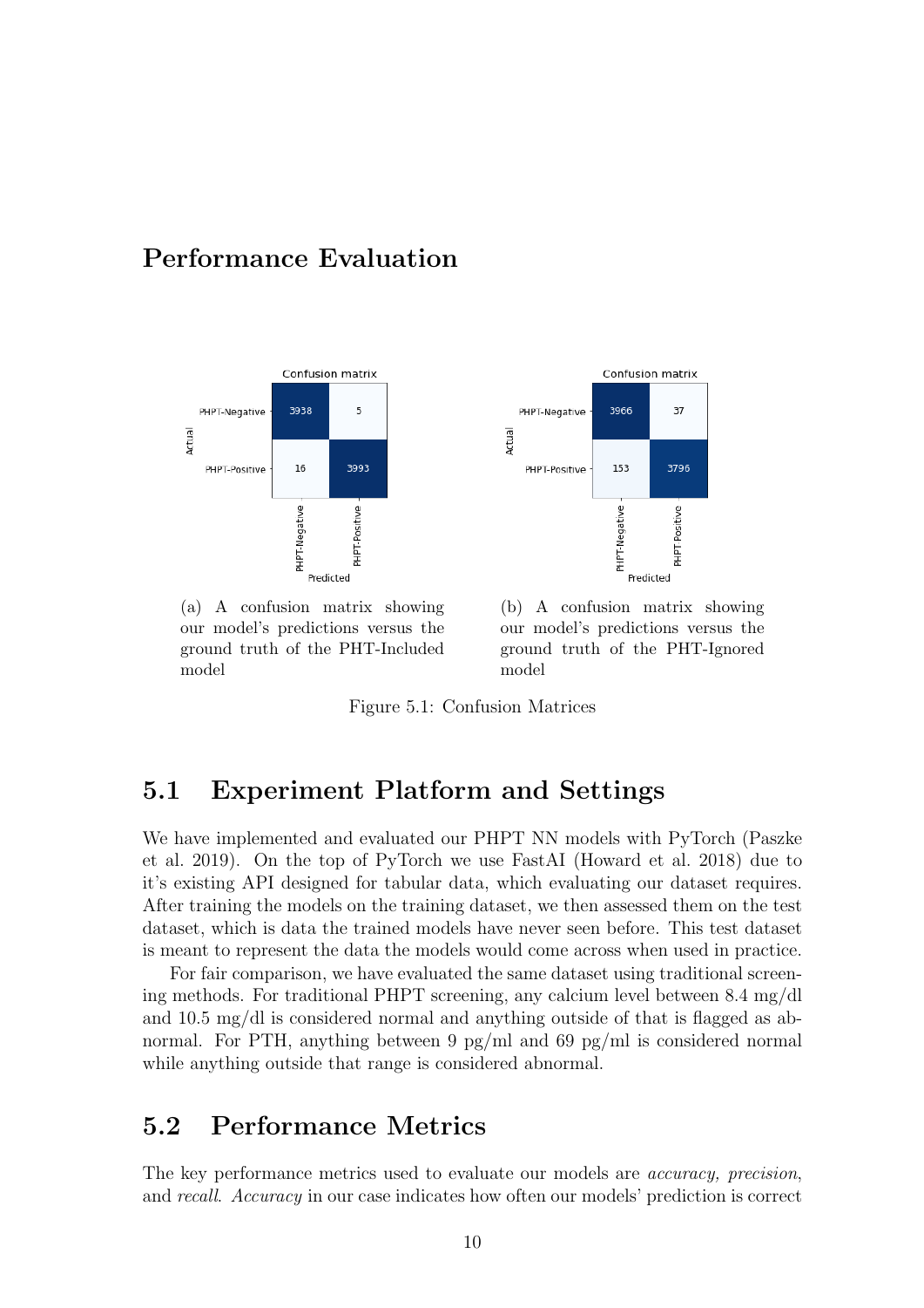# Performance Evaluation

(a) A confusion matrix showing our model's predictions versus the ground truth of the PHT-Included model

(b) A confusion matrix showing our model's predictions versus the ground truth of the PHT-Ignored model

Figure 5.1: Confusion Matrices

## 5.1 Experiment Platform and Settings

We have implemented and evaluated our PHPT NN models with PyTorch (Paszke et al. 2019). On the top of PyTorch we use FastAI (Howard et al. 2018) due to it's existing API designed for tabular data, which evaluating our dataset requires. After training the models on the training dataset, we then assessed them on the test dataset, which is data the trained models have never seen before. This test dataset is meant to represent the data the models would come across when used in practice.

For fair comparison, we have evaluated the same dataset using traditional screening methods. For traditional PHPT screening, any calcium level between 8.4 mg/dl and 10.5 mg/dl is considered normal and anything outside of that is flagged as abnormal. For PTH, anything between 9 pg/ml and 69 pg/ml is considered normal while anything outside that range is considered abnormal.

## 5.2 Performance Metrics

The key performance metrics used to evaluate our models are *accuracy, precision*, and *recall*. *Accuracy* in our case indicates how often our models' prediction is correct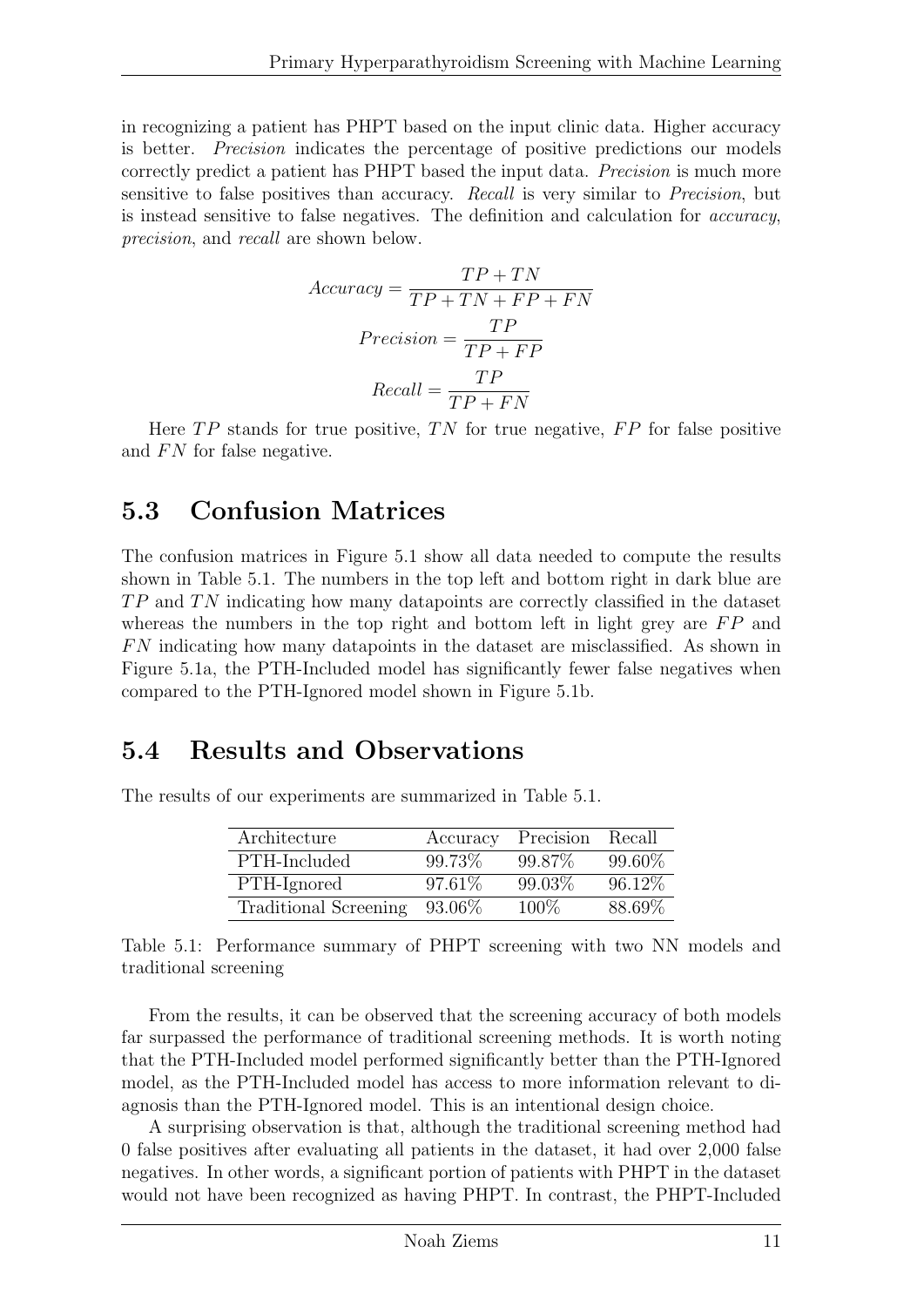in recognizing a patient has PHPT based on the input clinic data. Higher accuracy is better. *Precision* indicates the percentage of positive predictions our models correctly predict a patient has PHPT based the input data. *Precision* is much more sensitive to false positives than accuracy. *Recall* is very similar to *Precision*, but is instead sensitive to false negatives. The definition and calculation for *accuracy*, *precision*, and *recall* are shown below.

$$Accuracy = \frac{TP + TN}{TP + TN + FP + FN}$$

$$Precision = \frac{TP}{TP + FP}$$

$$Recall = \frac{TP}{TP + FN}$$

Here $TP$ stands for true positive, $TN$ for true negative, $FP$ for false positive and $FN$ for false negative.

## 5.3 Confusion Matrices

The confusion matrices in Figure 5.1 show all data needed to compute the results shown in Table 5.1. The numbers in the top left and bottom right in dark blue are $TP$ and $TN$ indicating how many datapoints are correctly classified in the dataset whereas the numbers in the top right and bottom left in light grey are $FP$ and $FN$ indicating how many datapoints in the dataset are misclassified. As shown in Figure 5.1a, the PTH-Included model has significantly fewer false negatives when compared to the PTH-Ignored model shown in Figure 5.1b.

## 5.4 Results and Observations

The results of our experiments are summarized in Table 5.1.

| Architecture | Accuracy | Precision | Recall |
|---|---|---|---|
| PTH-Included | 99.73% | 99.87% | 99.60% |
| PTH-Ignored | 97.61% | 99.03% | 96.12% |
| Traditional Screening | 93.06% | 100% | 88.69% |

Table 5.1: Performance summary of PHPT screening with two NN models and traditional screening

From the results, it can be observed that the screening accuracy of both models far surpassed the performance of traditional screening methods. It is worth noting that the PTH-Included model performed significantly better than the PTH-Ignored model, as the PTH-Included model has access to more information relevant to diagnosis than the PTH-Ignored model. This is an intentional design choice.

A surprising observation is that, although the traditional screening method had 0 false positives after evaluating all patients in the dataset, it had over 2,000 false negatives. In other words, a significant portion of patients with PHPT in the dataset would not have been recognized as having PHPT. In contrast, the PHPT-Included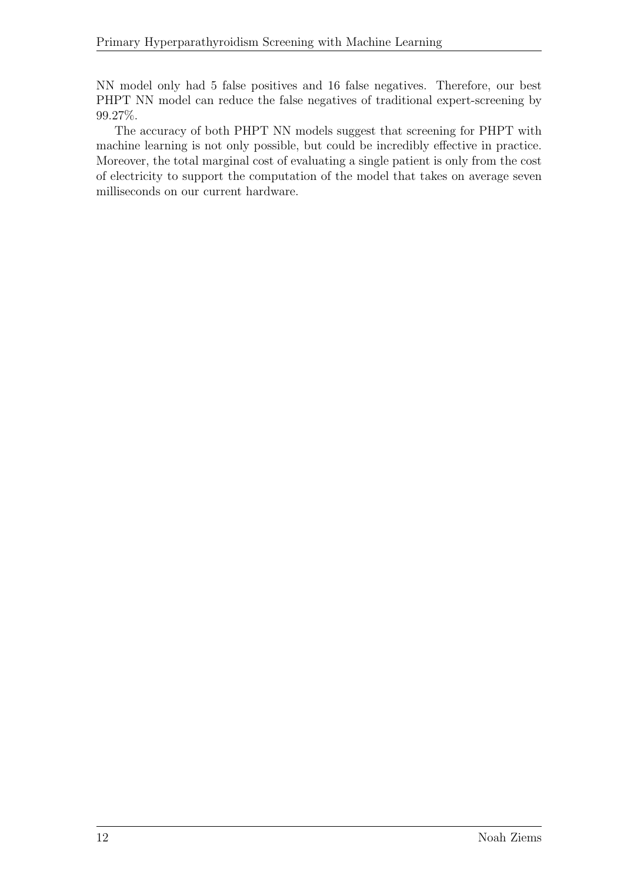NN model only had 5 false positives and 16 false negatives. Therefore, our best PHPT NN model can reduce the false negatives of traditional expert-screening by 99.27%.

The accuracy of both PHPT NN models suggest that screening for PHPT with machine learning is not only possible, but could be incredibly effective in practice. Moreover, the total marginal cost of evaluating a single patient is only from the cost of electricity to support the computation of the model that takes on average seven milliseconds on our current hardware.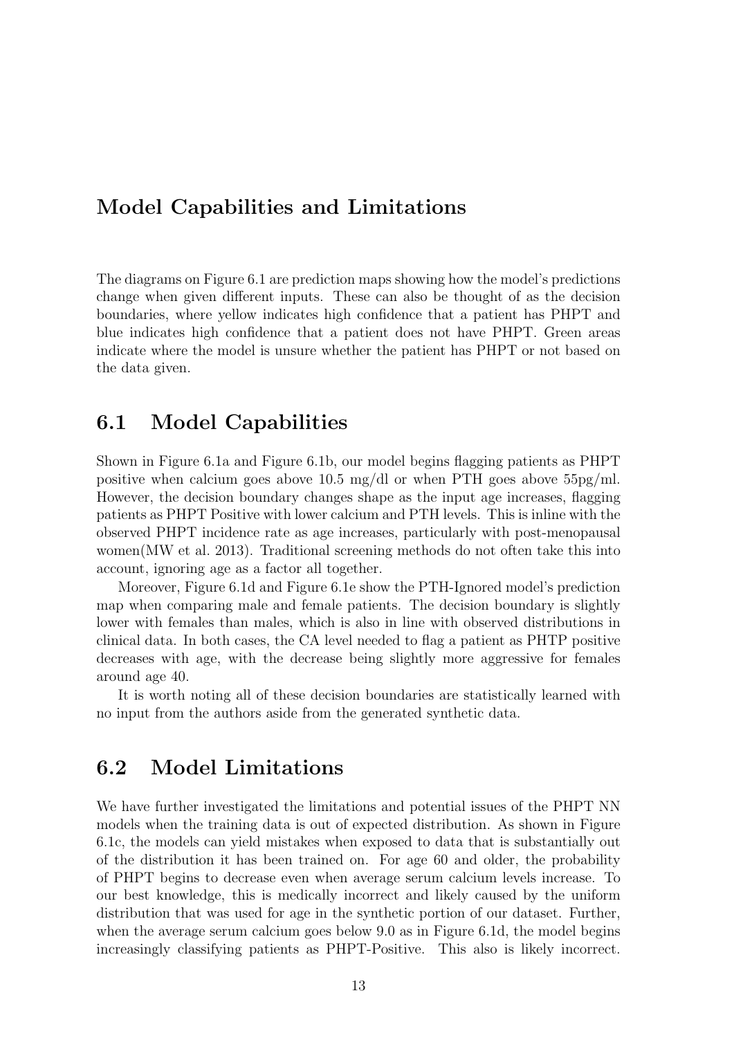# Model Capabilities and Limitations

The diagrams on Figure 6.1 are prediction maps showing how the model's predictions change when given different inputs. These can also be thought of as the decision boundaries, where yellow indicates high confidence that a patient has PHPT and blue indicates high confidence that a patient does not have PHPT. Green areas indicate where the model is unsure whether the patient has PHPT or not based on the data given.

## 6.1 Model Capabilities

Shown in Figure 6.1a and Figure 6.1b, our model begins flagging patients as PHPT positive when calcium goes above 10.5 mg/dl or when PTH goes above 55pg/ml. However, the decision boundary changes shape as the input age increases, flagging patients as PHPT Positive with lower calcium and PTH levels. This is inline with the observed PHPT incidence rate as age increases, particularly with post-menopausal women(MW et al. 2013). Traditional screening methods do not often take this into account, ignoring age as a factor all together.

Moreover, Figure 6.1d and Figure 6.1e show the PTH-Ignored model's prediction map when comparing male and female patients. The decision boundary is slightly lower with females than males, which is also in line with observed distributions in clinical data. In both cases, the CA level needed to flag a patient as PHTP positive decreases with age, with the decrease being slightly more aggressive for females around age 40.

It is worth noting all of these decision boundaries are statistically learned with no input from the authors aside from the generated synthetic data.

## 6.2 Model Limitations

We have further investigated the limitations and potential issues of the PHPT NN models when the training data is out of expected distribution. As shown in Figure 6.1c, the models can yield mistakes when exposed to data that is substantially out of the distribution it has been trained on. For age 60 and older, the probability of PHPT begins to decrease even when average serum calcium levels increase. To our best knowledge, this is medically incorrect and likely caused by the uniform distribution that was used for age in the synthetic portion of our dataset. Further, when the average serum calcium goes below 9.0 as in Figure 6.1d, the model begins increasingly classifying patients as PHPT-Positive. This also is likely incorrect.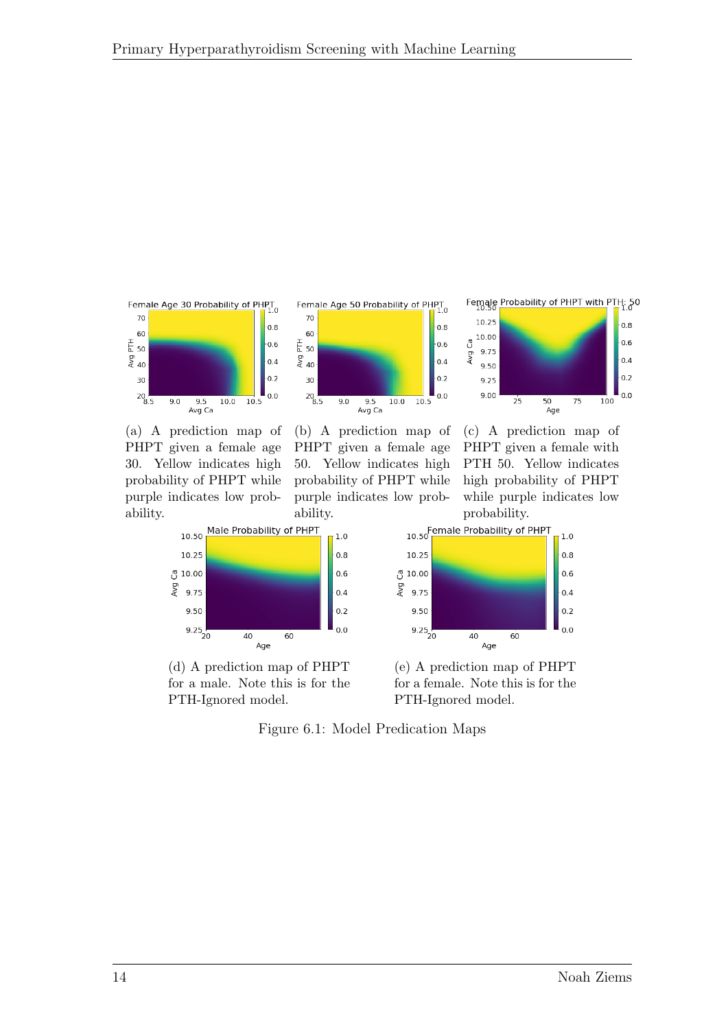(a) A prediction map of PHPT given a female age 30. Yellow indicates high probability of PHPT while purple indicates low probability.

(b) A prediction map of PHPT given a female age 50. Yellow indicates high probability of PHPT while purple indicates low probability.

(c) A prediction map of PHPT given a female with PTH 50. Yellow indicates high probability of PHPT while purple indicates low probability.

(d) A prediction map of PHPT for a male. Note this is for the PTH-Ignored model.

(e) A prediction map of PHPT for a female. Note this is for the PTH-Ignored model.

Figure 6.1: Model Predication Maps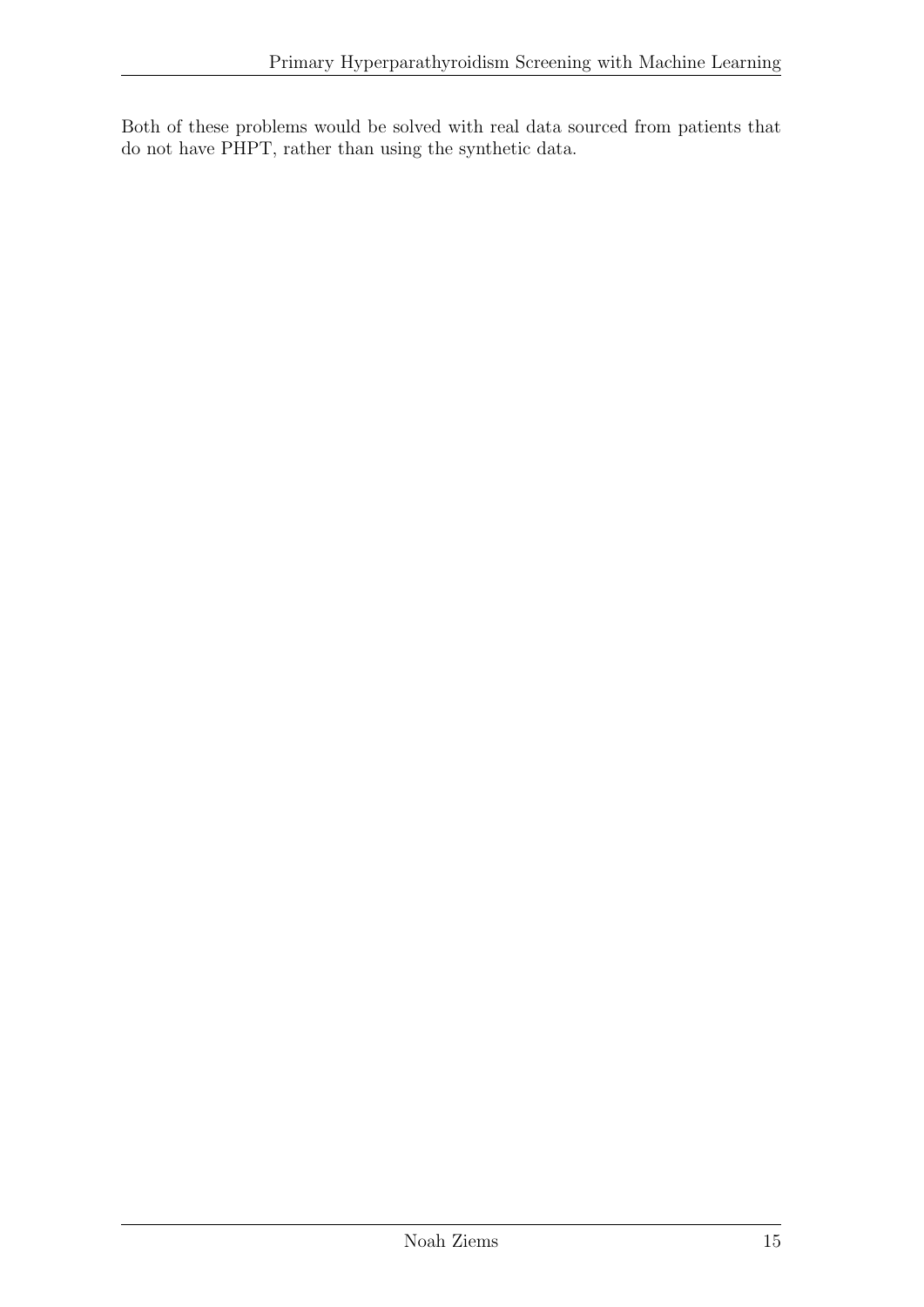Both of these problems would be solved with real data sourced from patients that do not have PHPT, rather than using the synthetic data.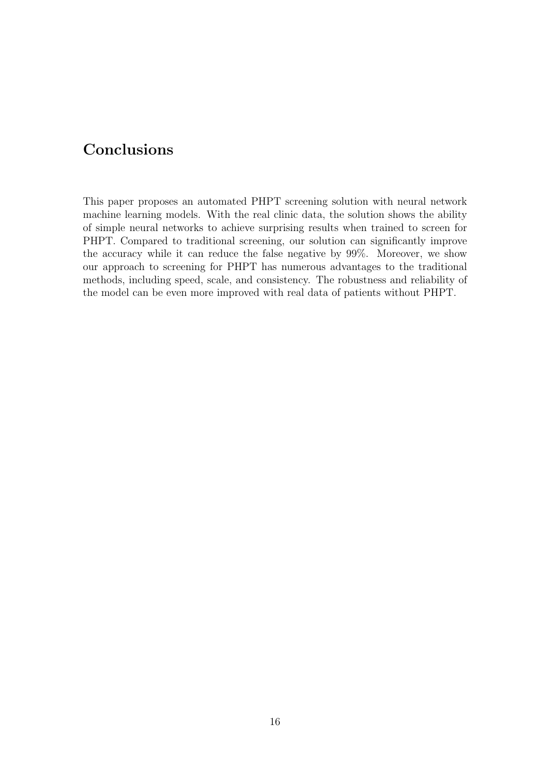# Conclusions

This paper proposes an automated PHPT screening solution with neural network machine learning models. With the real clinic data, the solution shows the ability of simple neural networks to achieve surprising results when trained to screen for PHPT. Compared to traditional screening, our solution can significantly improve the accuracy while it can reduce the false negative by 99%. Moreover, we show our approach to screening for PHPT has numerous advantages to the traditional methods, including speed, scale, and consistency. The robustness and reliability of the model can be even more improved with real data of patients without PHPT.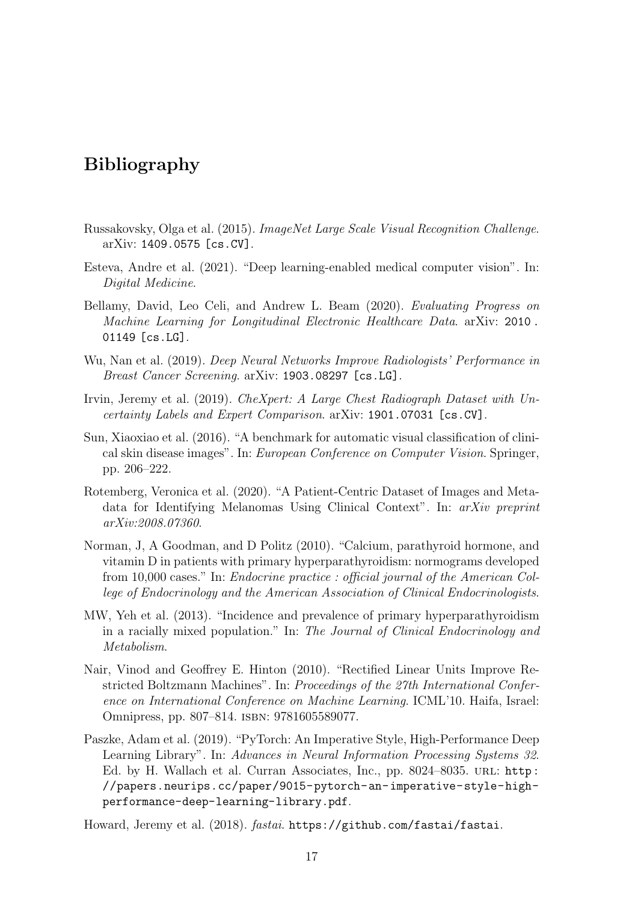# Bibliography

Russakovsky, Olga et al. (2015). *ImageNet Large Scale Visual Recognition Challenge*. arXiv: `1409.0575 [cs.CV]`.

Esteva, Andre et al. (2021). "Deep learning-enabled medical computer vision". In: *Digital Medicine*.

Bellamy, David, Leo Celi, and Andrew L. Beam (2020). *Evaluating Progress on Machine Learning for Longitudinal Electronic Healthcare Data*. arXiv: `2010.01149 [cs.LG]`.

Wu, Nan et al. (2019). *Deep Neural Networks Improve Radiologists' Performance in Breast Cancer Screening*. arXiv: `1903.08297 [cs.LG]`.

Irvin, Jeremy et al. (2019). *CheXpert: A Large Chest Radiograph Dataset with Uncertainty Labels and Expert Comparison*. arXiv: `1901.07031 [cs.CV]`.

Sun, Xiaoxiao et al. (2016). "A benchmark for automatic visual classification of clinical skin disease images". In: *European Conference on Computer Vision*. Springer, pp. 206–222.

Rotemberg, Veronica et al. (2020). "A Patient-Centric Dataset of Images and Metadata for Identifying Melanomas Using Clinical Context". In: *arXiv preprint arXiv:2008.07360*.

Norman, J, A Goodman, and D Politz (2010). "Calcium, parathyroid hormone, and vitamin D in patients with primary hyperparathyroidism: normograms developed from 10,000 cases." In: *Endocrine practice : official journal of the American College of Endocrinology and the American Association of Clinical Endocrinologists*.

MW, Yeh et al. (2013). "Incidence and prevalence of primary hyperparathyroidism in a racially mixed population." In: *The Journal of Clinical Endocrinology and Metabolism*.

Nair, Vinod and Geoffrey E. Hinton (2010). "Rectified Linear Units Improve Restricted Boltzmann Machines". In: *Proceedings of the 27th International Conference on International Conference on Machine Learning*. ICML'10. Haifa, Israel: Omnipress, pp. 807–814. ISBN: 9781605589077.

Paszke, Adam et al. (2019). "PyTorch: An Imperative Style, High-Performance Deep Learning Library". In: *Advances in Neural Information Processing Systems 32*. Ed. by H. Wallach et al. Curran Associates, Inc., pp. 8024–8035. URL: `http://papers.neurips.cc/paper/9015-pytorch-an-imperative-style-high-performance-deep-learning-library.pdf`.

Howard, Jeremy et al. (2018). *fastai*. `https://github.com/fastai/fastai`.